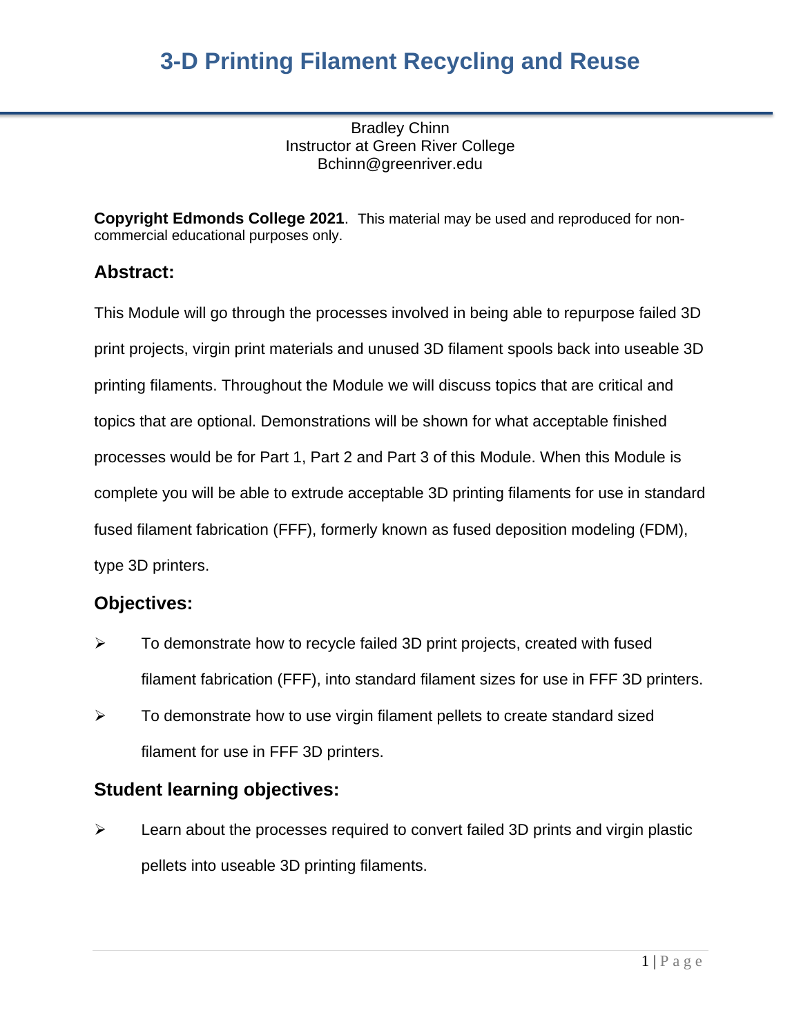# 3-D Printing Filament Recycling and Reuse

Bradley Chinn
Instructor at Green River College
Bchinn@greenriver.edu

**Copyright Edmonds College 2021**. This material may be used and reproduced for non-commercial educational purposes only.

## Abstract:

This Module will go through the processes involved in being able to repurpose failed 3D print projects, virgin print materials and unused 3D filament spools back into useable 3D printing filaments. Throughout the Module we will discuss topics that are critical and topics that are optional. Demonstrations will be shown for what acceptable finished processes would be for Part 1, Part 2 and Part 3 of this Module. When this Module is complete you will be able to extrude acceptable 3D printing filaments for use in standard fused filament fabrication (FFF), formerly known as fused deposition modeling (FDM), type 3D printers.

## Objectives:

- To demonstrate how to recycle failed 3D print projects, created with fused filament fabrication (FFF), into standard filament sizes for use in FFF 3D printers.
- To demonstrate how to use virgin filament pellets to create standard sized filament for use in FFF 3D printers.

## Student learning objectives:

- Learn about the processes required to convert failed 3D prints and virgin plastic pellets into useable 3D printing filaments.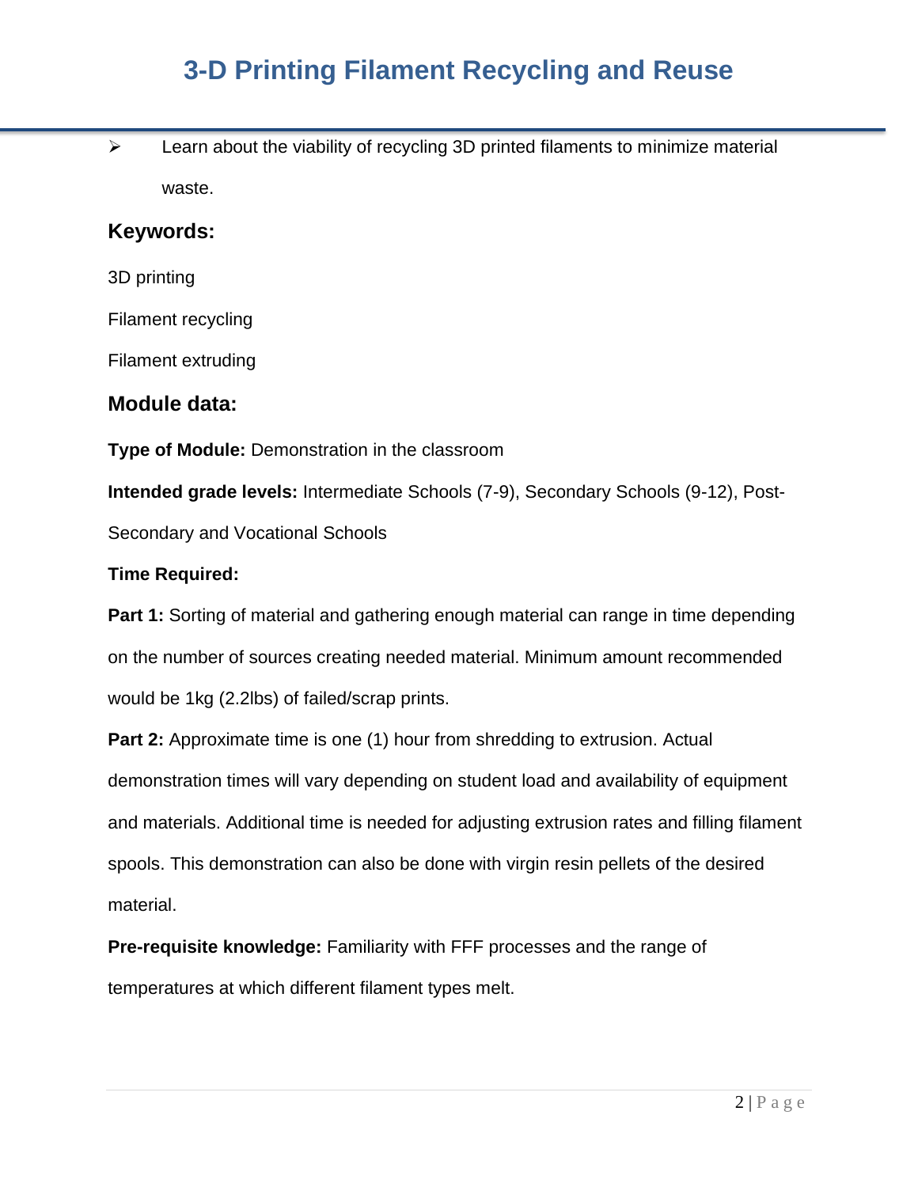- Learn about the viability of recycling 3D printed filaments to minimize material waste.

## Keywords:

3D printing

Filament recycling

Filament extruding

## Module data:

**Type of Module:** Demonstration in the classroom

**Intended grade levels:** Intermediate Schools (7-9), Secondary Schools (9-12), Post-Secondary and Vocational Schools

**Time Required:**

**Part 1:** Sorting of material and gathering enough material can range in time depending on the number of sources creating needed material. Minimum amount recommended would be 1kg (2.2lbs) of failed/scrap prints.

**Part 2:** Approximate time is one (1) hour from shredding to extrusion. Actual demonstration times will vary depending on student load and availability of equipment and materials. Additional time is needed for adjusting extrusion rates and filling filament spools. This demonstration can also be done with virgin resin pellets of the desired material.

**Pre-requisite knowledge:** Familiarity with FFF processes and the range of temperatures at which different filament types melt.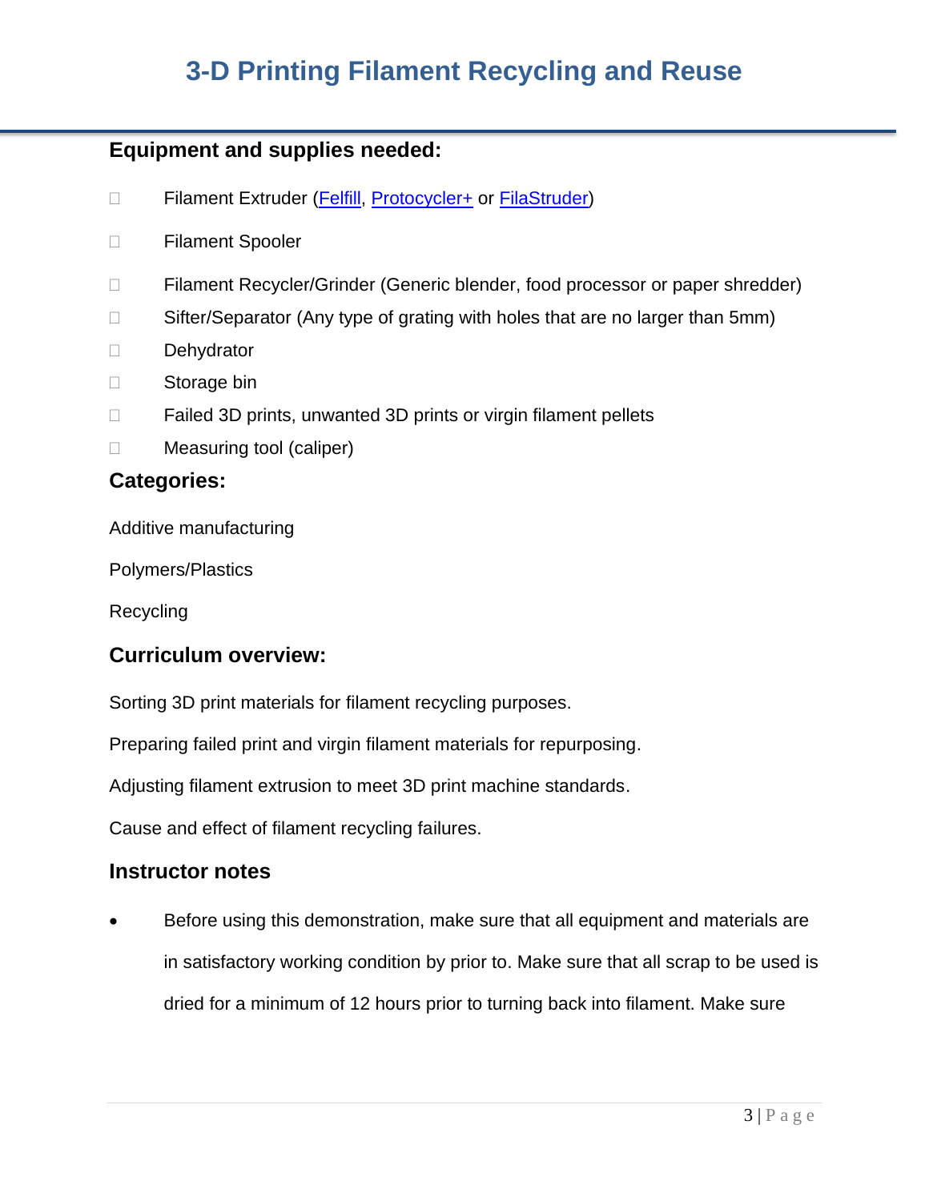# 3-D Printing Filament Recycling and Reuse

## Equipment and supplies needed:

- Filament Extruder (Felfill, Protocycler+ or FilaStruder)
- Filament Spooler
- Filament Recycler/Grinder (Generic blender, food processor or paper shredder)
- Sifter/Separator (Any type of grating with holes that are no larger than 5mm)
- Dehydrator
- Storage bin
- Failed 3D prints, unwanted 3D prints or virgin filament pellets
- Measuring tool (caliper)

## Categories:

Additive manufacturing

Polymers/Plastics

Recycling

## Curriculum overview:

Sorting 3D print materials for filament recycling purposes.

Preparing failed print and virgin filament materials for repurposing.

Adjusting filament extrusion to meet 3D print machine standards.

Cause and effect of filament recycling failures.

## Instructor notes

- Before using this demonstration, make sure that all equipment and materials are in satisfactory working condition by prior to. Make sure that all scrap to be used is dried for a minimum of 12 hours prior to turning back into filament. Make sure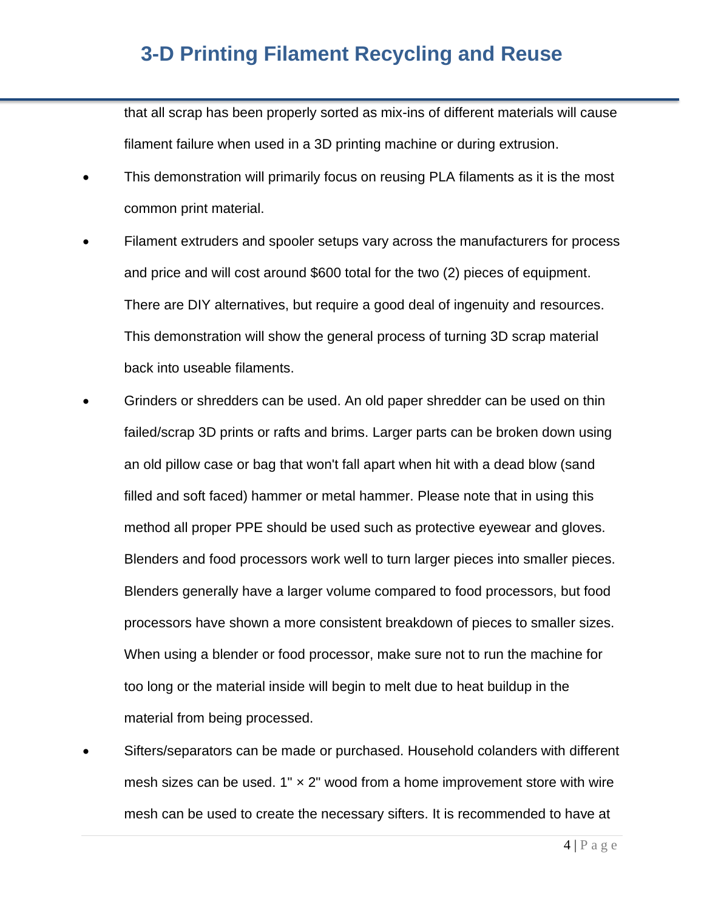that all scrap has been properly sorted as mix-ins of different materials will cause filament failure when used in a 3D printing machine or during extrusion.

- This demonstration will primarily focus on reusing PLA filaments as it is the most common print material.
- Filament extruders and spooler setups vary across the manufacturers for process and price and will cost around $600 total for the two (2) pieces of equipment. There are DIY alternatives, but require a good deal of ingenuity and resources. This demonstration will show the general process of turning 3D scrap material back into useable filaments.
- Grinders or shredders can be used. An old paper shredder can be used on thin failed/scrap 3D prints or rafts and brims. Larger parts can be broken down using an old pillow case or bag that won't fall apart when hit with a dead blow (sand filled and soft faced) hammer or metal hammer. Please note that in using this method all proper PPE should be used such as protective eyewear and gloves. Blenders and food processors work well to turn larger pieces into smaller pieces. Blenders generally have a larger volume compared to food processors, but food processors have shown a more consistent breakdown of pieces to smaller sizes. When using a blender or food processor, make sure not to run the machine for too long or the material inside will begin to melt due to heat buildup in the material from being processed.
- Sifters/separators can be made or purchased. Household colanders with different mesh sizes can be used. 1" × 2" wood from a home improvement store with wire mesh can be used to create the necessary sifters. It is recommended to have at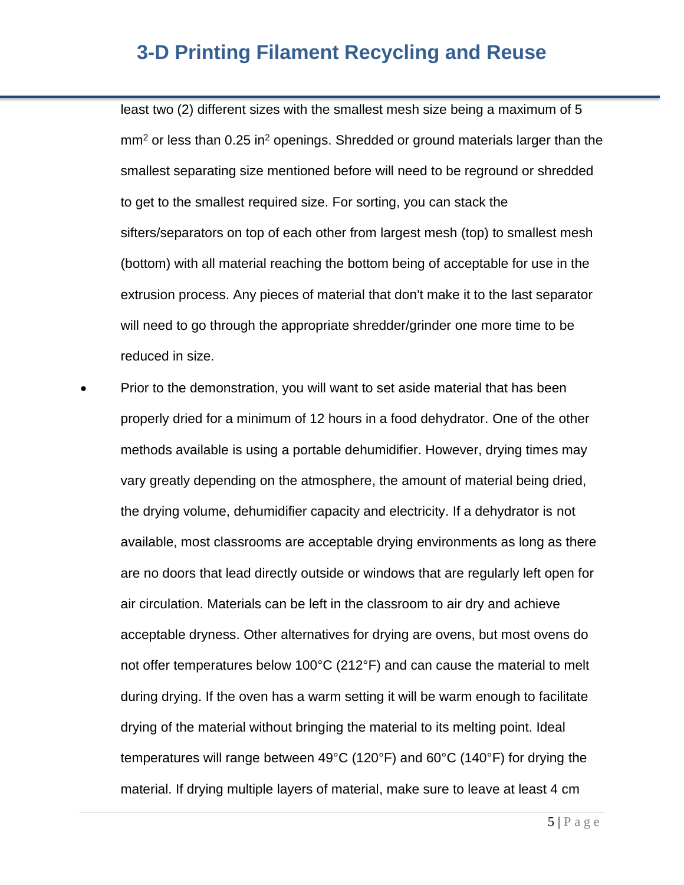least two (2) different sizes with the smallest mesh size being a maximum of 5 $mm^2$ or less than 0.25 $in^2$ openings. Shredded or ground materials larger than the smallest separating size mentioned before will need to be reground or shredded to get to the smallest required size. For sorting, you can stack the sifters/separators on top of each other from largest mesh (top) to smallest mesh (bottom) with all material reaching the bottom being of acceptable for use in the extrusion process. Any pieces of material that don't make it to the last separator will need to go through the appropriate shredder/grinder one more time to be reduced in size.

- Prior to the demonstration, you will want to set aside material that has been properly dried for a minimum of 12 hours in a food dehydrator. One of the other methods available is using a portable dehumidifier. However, drying times may vary greatly depending on the atmosphere, the amount of material being dried, the drying volume, dehumidifier capacity and electricity. If a dehydrator is not available, most classrooms are acceptable drying environments as long as there are no doors that lead directly outside or windows that are regularly left open for air circulation. Materials can be left in the classroom to air dry and achieve acceptable dryness. Other alternatives for drying are ovens, but most ovens do not offer temperatures below 100°C (212°F) and can cause the material to melt during drying. If the oven has a warm setting it will be warm enough to facilitate drying of the material without bringing the material to its melting point. Ideal temperatures will range between 49°C (120°F) and 60°C (140°F) for drying the material. If drying multiple layers of material, make sure to leave at least 4 cm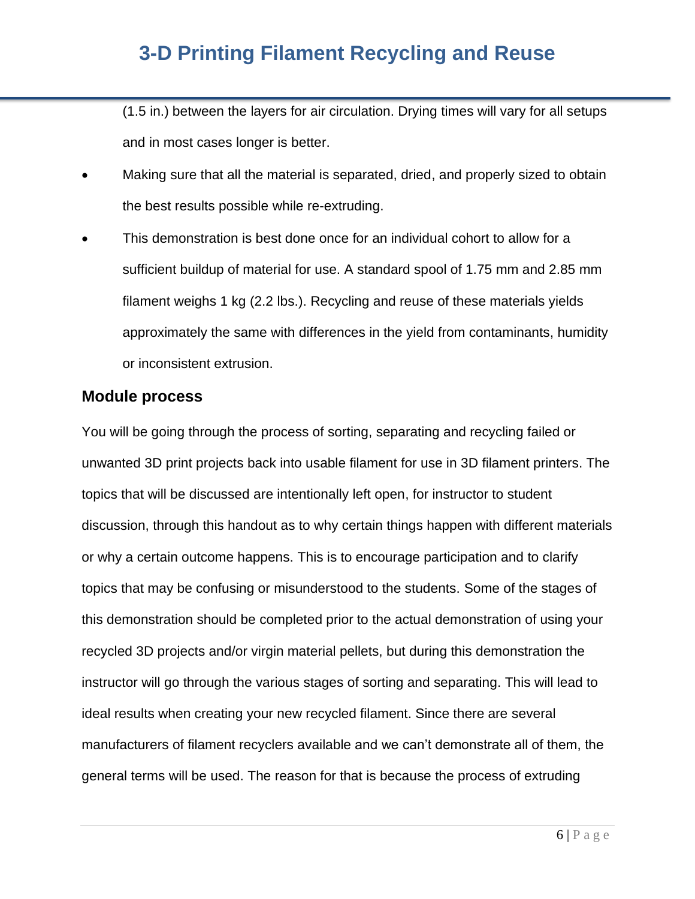(1.5 in.) between the layers for air circulation. Drying times will vary for all setups and in most cases longer is better.

- Making sure that all the material is separated, dried, and properly sized to obtain the best results possible while re-extruding.
- This demonstration is best done once for an individual cohort to allow for a sufficient buildup of material for use. A standard spool of 1.75 mm and 2.85 mm filament weighs 1 kg (2.2 lbs.). Recycling and reuse of these materials yields approximately the same with differences in the yield from contaminants, humidity or inconsistent extrusion.

## Module process

You will be going through the process of sorting, separating and recycling failed or unwanted 3D print projects back into usable filament for use in 3D filament printers. The topics that will be discussed are intentionally left open, for instructor to student discussion, through this handout as to why certain things happen with different materials or why a certain outcome happens. This is to encourage participation and to clarify topics that may be confusing or misunderstood to the students. Some of the stages of this demonstration should be completed prior to the actual demonstration of using your recycled 3D projects and/or virgin material pellets, but during this demonstration the instructor will go through the various stages of sorting and separating. This will lead to ideal results when creating your new recycled filament. Since there are several manufacturers of filament recyclers available and we can't demonstrate all of them, the general terms will be used. The reason for that is because the process of extruding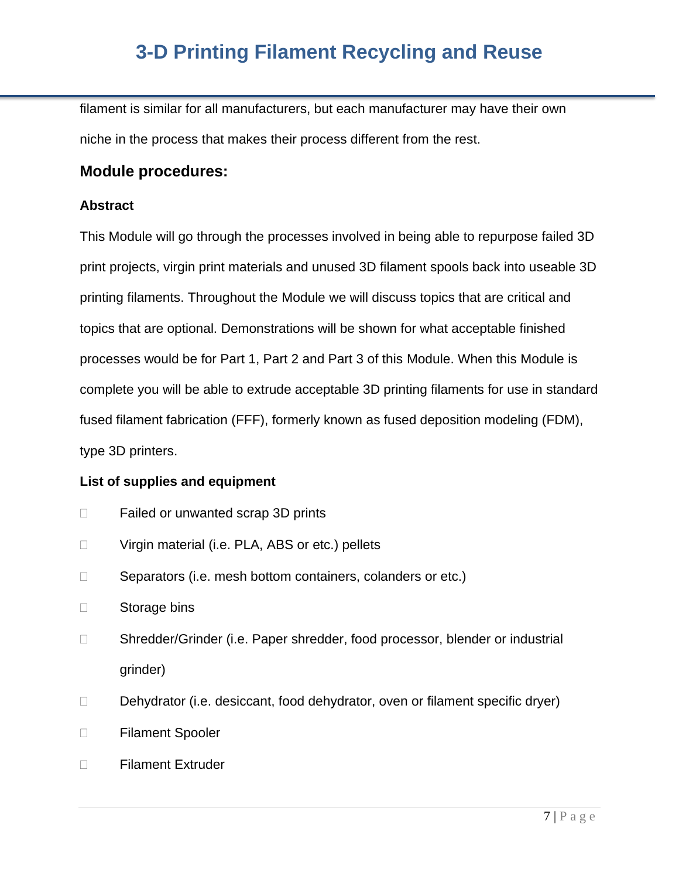filament is similar for all manufacturers, but each manufacturer may have their own niche in the process that makes their process different from the rest.

## Module procedures:

### Abstract

This Module will go through the processes involved in being able to repurpose failed 3D print projects, virgin print materials and unused 3D filament spools back into useable 3D printing filaments. Throughout the Module we will discuss topics that are critical and topics that are optional. Demonstrations will be shown for what acceptable finished processes would be for Part 1, Part 2 and Part 3 of this Module. When this Module is complete you will be able to extrude acceptable 3D printing filaments for use in standard fused filament fabrication (FFF), formerly known as fused deposition modeling (FDM), type 3D printers.

### List of supplies and equipment

- Failed or unwanted scrap 3D prints
- Virgin material (i.e. PLA, ABS or etc.) pellets
- Separators (i.e. mesh bottom containers, colanders or etc.)
- Storage bins
- Shredder/Grinder (i.e. Paper shredder, food processor, blender or industrial grinder)
- Dehydrator (i.e. desiccant, food dehydrator, oven or filament specific dryer)
- Filament Spooler
- Filament Extruder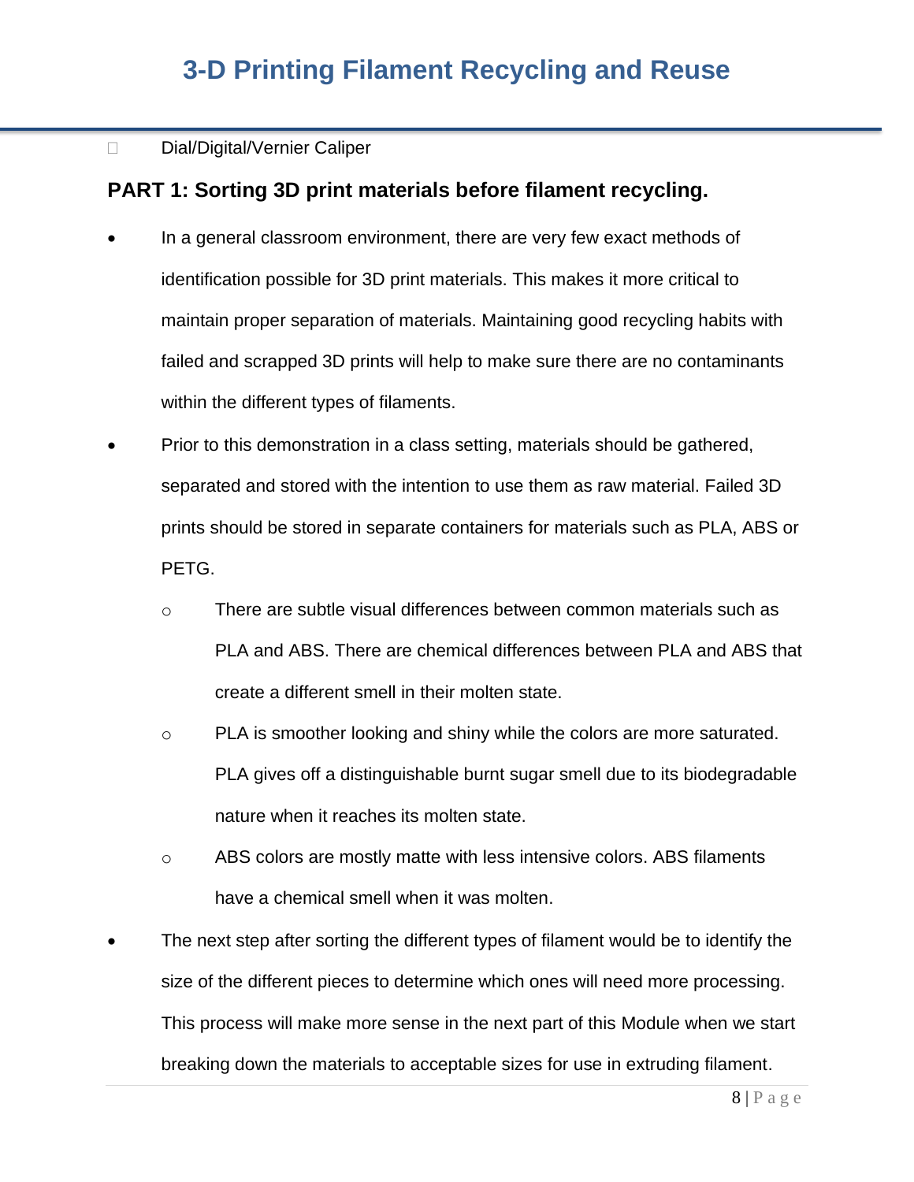- Dial/Digital/Vernier Caliper

## PART 1: Sorting 3D print materials before filament recycling.

- In a general classroom environment, there are very few exact methods of identification possible for 3D print materials. This makes it more critical to maintain proper separation of materials. Maintaining good recycling habits with failed and scrapped 3D prints will help to make sure there are no contaminants within the different types of filaments.
- Prior to this demonstration in a class setting, materials should be gathered, separated and stored with the intention to use them as raw material. Failed 3D prints should be stored in separate containers for materials such as PLA, ABS or PETG.
    - There are subtle visual differences between common materials such as PLA and ABS. There are chemical differences between PLA and ABS that create a different smell in their molten state.
    - PLA is smoother looking and shiny while the colors are more saturated. PLA gives off a distinguishable burnt sugar smell due to its biodegradable nature when it reaches its molten state.
    - ABS colors are mostly matte with less intensive colors. ABS filaments have a chemical smell when it was molten.
- The next step after sorting the different types of filament would be to identify the size of the different pieces to determine which ones will need more processing. This process will make more sense in the next part of this Module when we start breaking down the materials to acceptable sizes for use in extruding filament.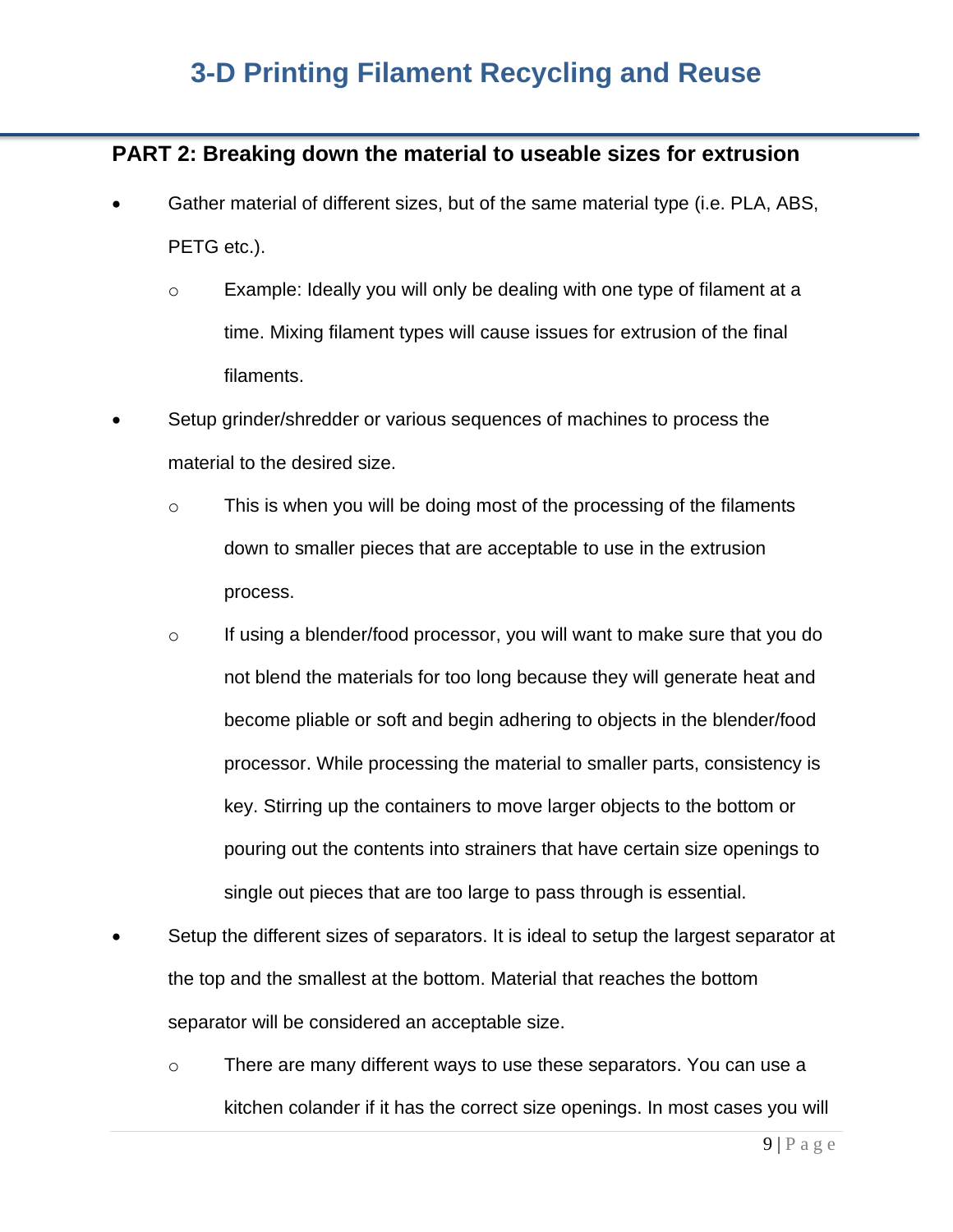## PART 2: Breaking down the material to useable sizes for extrusion

- Gather material of different sizes, but of the same material type (i.e. PLA, ABS, PETG etc.).
  - Example: Ideally you will only be dealing with one type of filament at a time. Mixing filament types will cause issues for extrusion of the final filaments.
- Setup grinder/shredder or various sequences of machines to process the material to the desired size.
  - This is when you will be doing most of the processing of the filaments down to smaller pieces that are acceptable to use in the extrusion process.
  - If using a blender/food processor, you will want to make sure that you do not blend the materials for too long because they will generate heat and become pliable or soft and begin adhering to objects in the blender/food processor. While processing the material to smaller parts, consistency is key. Stirring up the containers to move larger objects to the bottom or pouring out the contents into strainers that have certain size openings to single out pieces that are too large to pass through is essential.
- Setup the different sizes of separators. It is ideal to setup the largest separator at the top and the smallest at the bottom. Material that reaches the bottom separator will be considered an acceptable size.
  - There are many different ways to use these separators. You can use a kitchen colander if it has the correct size openings. In most cases you will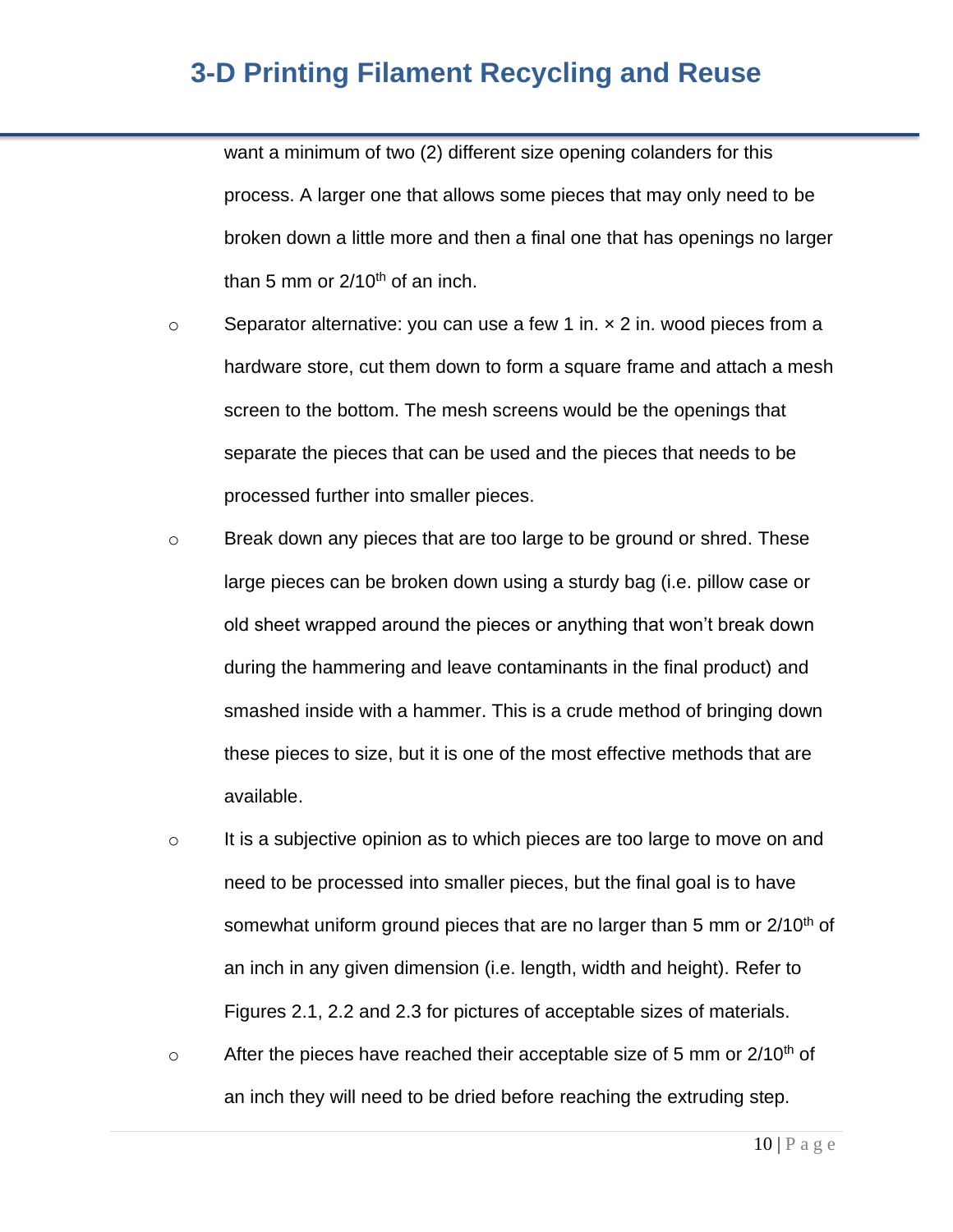want a minimum of two (2) different size opening colanders for this process. A larger one that allows some pieces that may only need to be broken down a little more and then a final one that has openings no larger than 5 mm or 2/10$^{th}$ of an inch.

- Separator alternative: you can use a few 1 in. × 2 in. wood pieces from a hardware store, cut them down to form a square frame and attach a mesh screen to the bottom. The mesh screens would be the openings that separate the pieces that can be used and the pieces that needs to be processed further into smaller pieces.
- Break down any pieces that are too large to be ground or shred. These large pieces can be broken down using a sturdy bag (i.e. pillow case or old sheet wrapped around the pieces or anything that won't break down during the hammering and leave contaminants in the final product) and smashed inside with a hammer. This is a crude method of bringing down these pieces to size, but it is one of the most effective methods that are available.
- It is a subjective opinion as to which pieces are too large to move on and need to be processed into smaller pieces, but the final goal is to have somewhat uniform ground pieces that are no larger than 5 mm or 2/10$^{th}$ of an inch in any given dimension (i.e. length, width and height). Refer to Figures 2.1, 2.2 and 2.3 for pictures of acceptable sizes of materials.
- After the pieces have reached their acceptable size of 5 mm or 2/10$^{th}$ of an inch they will need to be dried before reaching the extruding step.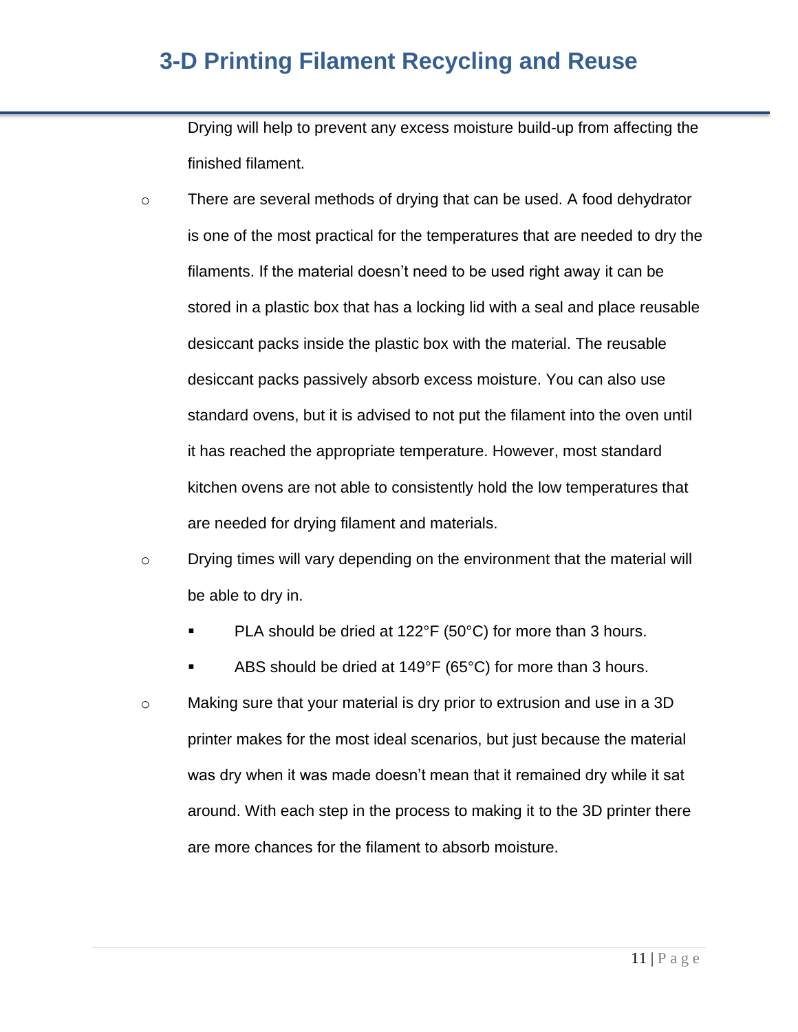Drying will help to prevent any excess moisture build-up from affecting the finished filament.

- There are several methods of drying that can be used. A food dehydrator is one of the most practical for the temperatures that are needed to dry the filaments. If the material doesn't need to be used right away it can be stored in a plastic box that has a locking lid with a seal and place reusable desiccant packs inside the plastic box with the material. The reusable desiccant packs passively absorb excess moisture. You can also use standard ovens, but it is advised to not put the filament into the oven until it has reached the appropriate temperature. However, most standard kitchen ovens are not able to consistently hold the low temperatures that are needed for drying filament and materials.
- Drying times will vary depending on the environment that the material will be able to dry in.
  - PLA should be dried at 122°F (50°C) for more than 3 hours.
  - ABS should be dried at 149°F (65°C) for more than 3 hours.
- Making sure that your material is dry prior to extrusion and use in a 3D printer makes for the most ideal scenarios, but just because the material was dry when it was made doesn't mean that it remained dry while it sat around. With each step in the process to making it to the 3D printer there are more chances for the filament to absorb moisture.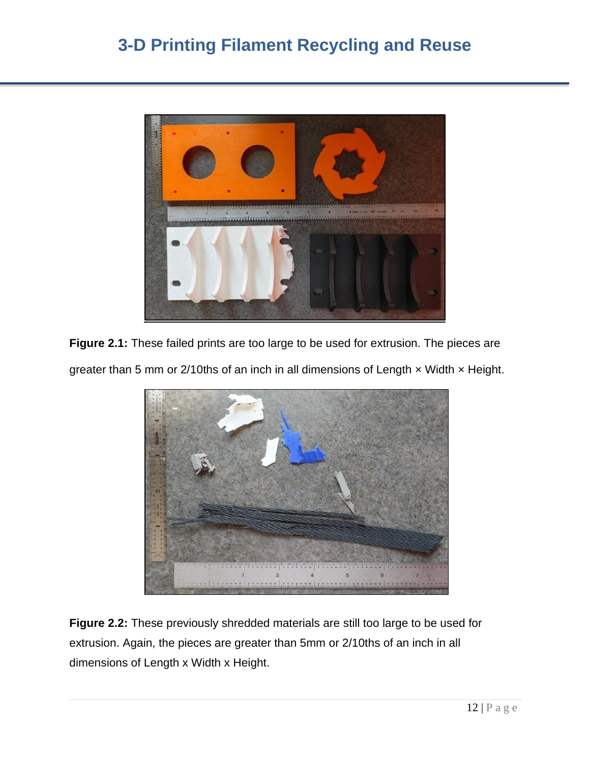**Figure 2.1:** These failed prints are too large to be used for extrusion. The pieces are greater than 5 mm or 2/10ths of an inch in all dimensions of Length × Width × Height.

**Figure 2.2:** These previously shredded materials are still too large to be used for extrusion. Again, the pieces are greater than 5mm or 2/10ths of an inch in all dimensions of Length x Width x Height.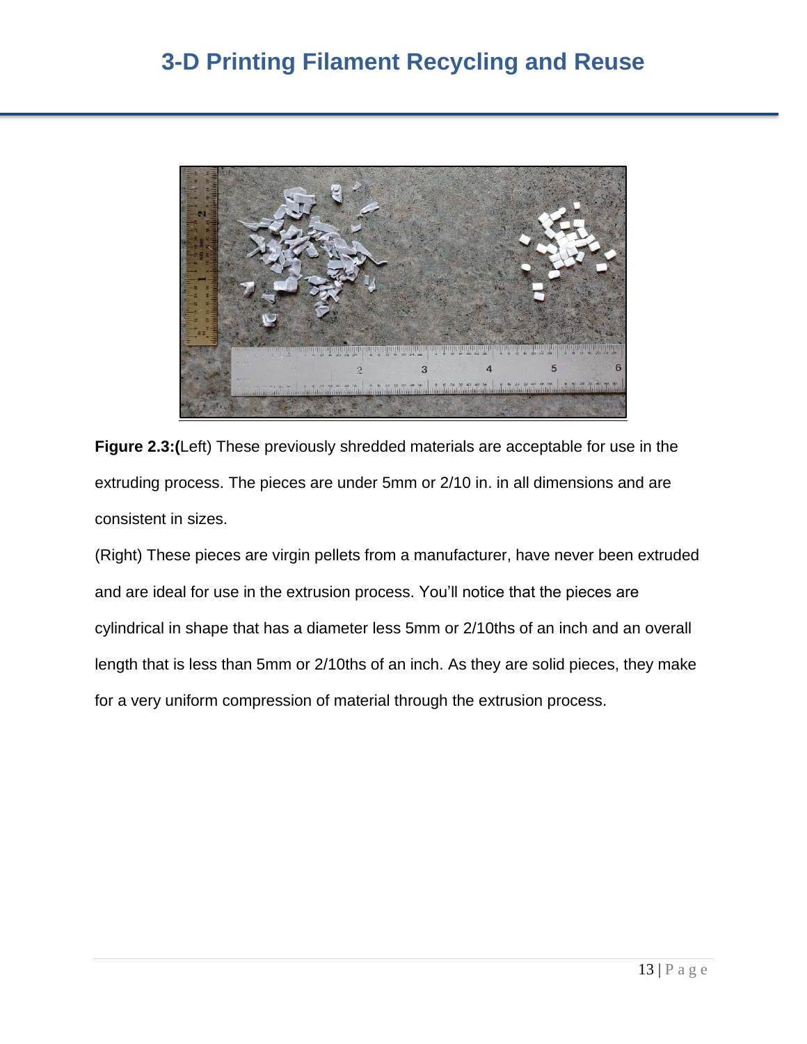**Figure 2.3:(**Left) These previously shredded materials are acceptable for use in the extruding process. The pieces are under 5mm or 2/10 in. in all dimensions and are consistent in sizes.

(Right) These pieces are virgin pellets from a manufacturer, have never been extruded and are ideal for use in the extrusion process. You'll notice that the pieces are cylindrical in shape that has a diameter less 5mm or 2/10ths of an inch and an overall length that is less than 5mm or 2/10ths of an inch. As they are solid pieces, they make for a very uniform compression of material through the extrusion process.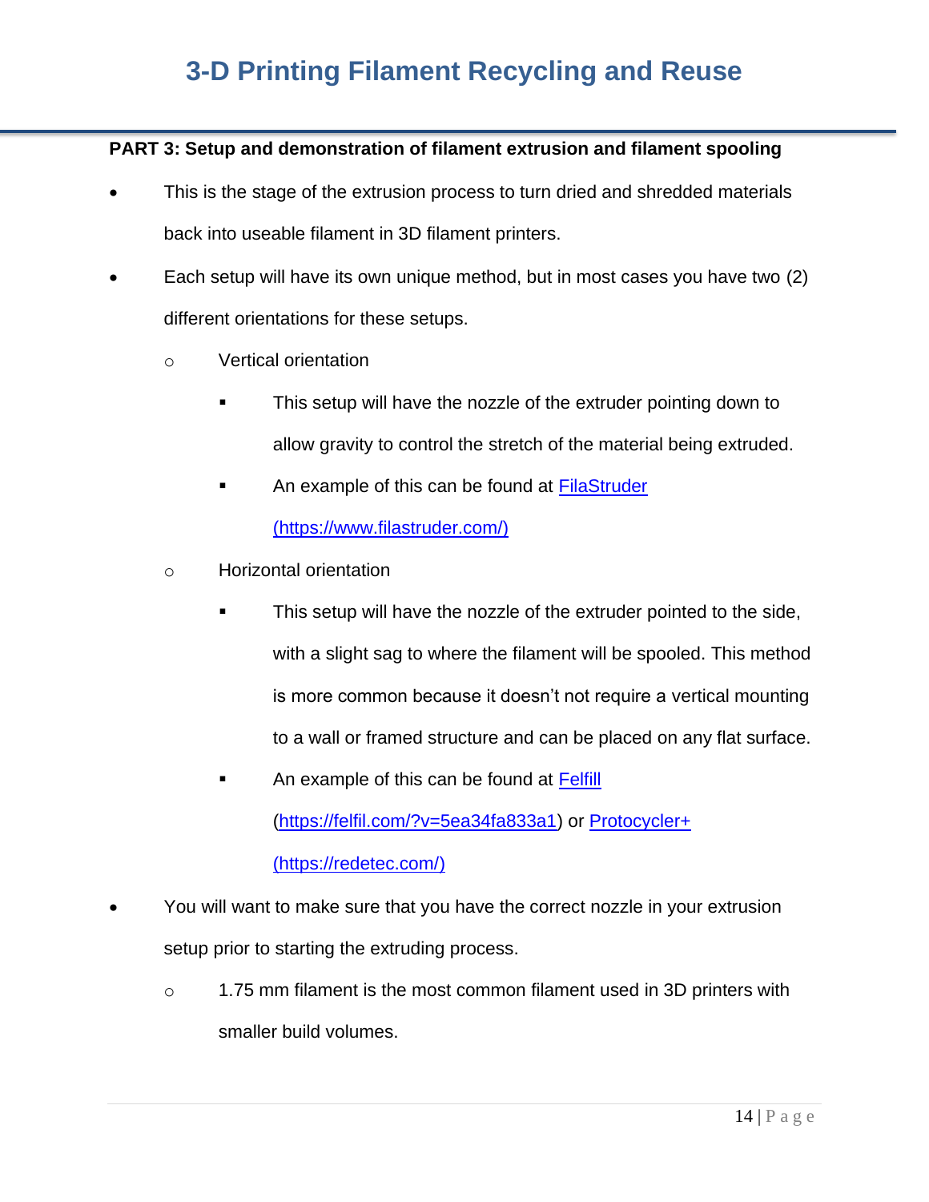**PART 3: Setup and demonstration of filament extrusion and filament spooling**

- This is the stage of the extrusion process to turn dried and shredded materials back into useable filament in 3D filament printers.
- Each setup will have its own unique method, but in most cases you have two (2) different orientations for these setups.
  - Vertical orientation
    - This setup will have the nozzle of the extruder pointing down to allow gravity to control the stretch of the material being extruded.
    - An example of this can be found at [FilaStruder (https://www.filastruder.com/)](https://www.filastruder.com/)
  - Horizontal orientation
    - This setup will have the nozzle of the extruder pointed to the side, with a slight sag to where the filament will be spooled. This method is more common because it doesn't not require a vertical mounting to a wall or framed structure and can be placed on any flat surface.
    - An example of this can be found at [Felfill](https://felfil.com/?v=5ea34fa833a1) ([https://felfil.com/?v=5ea34fa833a1](https://felfil.com/?v=5ea34fa833a1)) or [Protocycler+ (https://redetec.com/)](https://redetec.com/)
- You will want to make sure that you have the correct nozzle in your extrusion setup prior to starting the extruding process.
  - 1.75 mm filament is the most common filament used in 3D printers with smaller build volumes.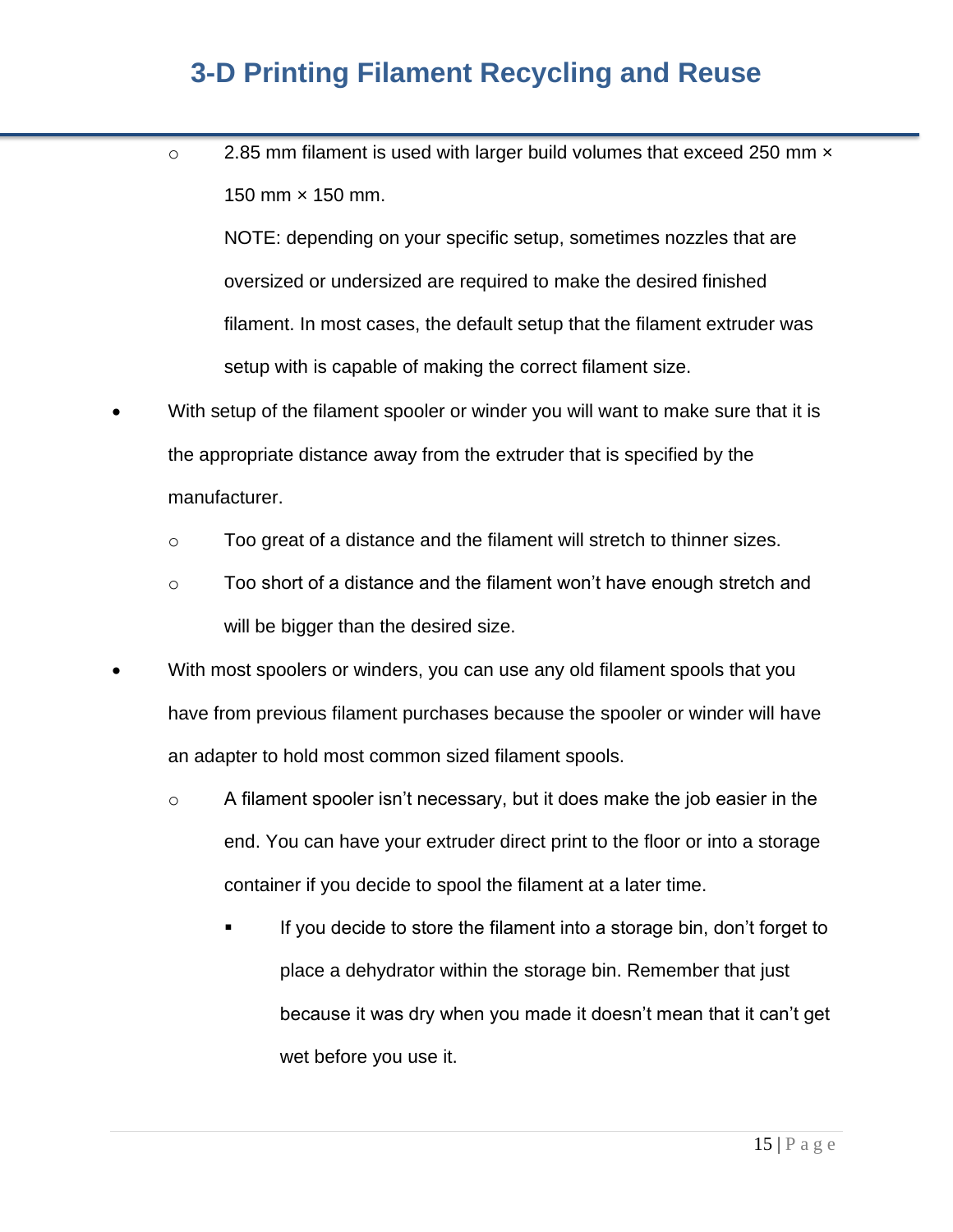- 2.85 mm filament is used with larger build volumes that exceed 250 mm × 150 mm × 150 mm.

     NOTE: depending on your specific setup, sometimes nozzles that are oversized or undersized are required to make the desired finished filament. In most cases, the default setup that the filament extruder was setup with is capable of making the correct filament size.

- With setup of the filament spooler or winder you will want to make sure that it is the appropriate distance away from the extruder that is specified by the manufacturer.
   - Too great of a distance and the filament will stretch to thinner sizes.
   - Too short of a distance and the filament won't have enough stretch and will be bigger than the desired size.
- With most spoolers or winders, you can use any old filament spools that you have from previous filament purchases because the spooler or winder will have an adapter to hold most common sized filament spools.
   - A filament spooler isn't necessary, but it does make the job easier in the end. You can have your extruder direct print to the floor or into a storage container if you decide to spool the filament at a later time.
      - If you decide to store the filament into a storage bin, don't forget to place a dehydrator within the storage bin. Remember that just because it was dry when you made it doesn't mean that it can't get wet before you use it.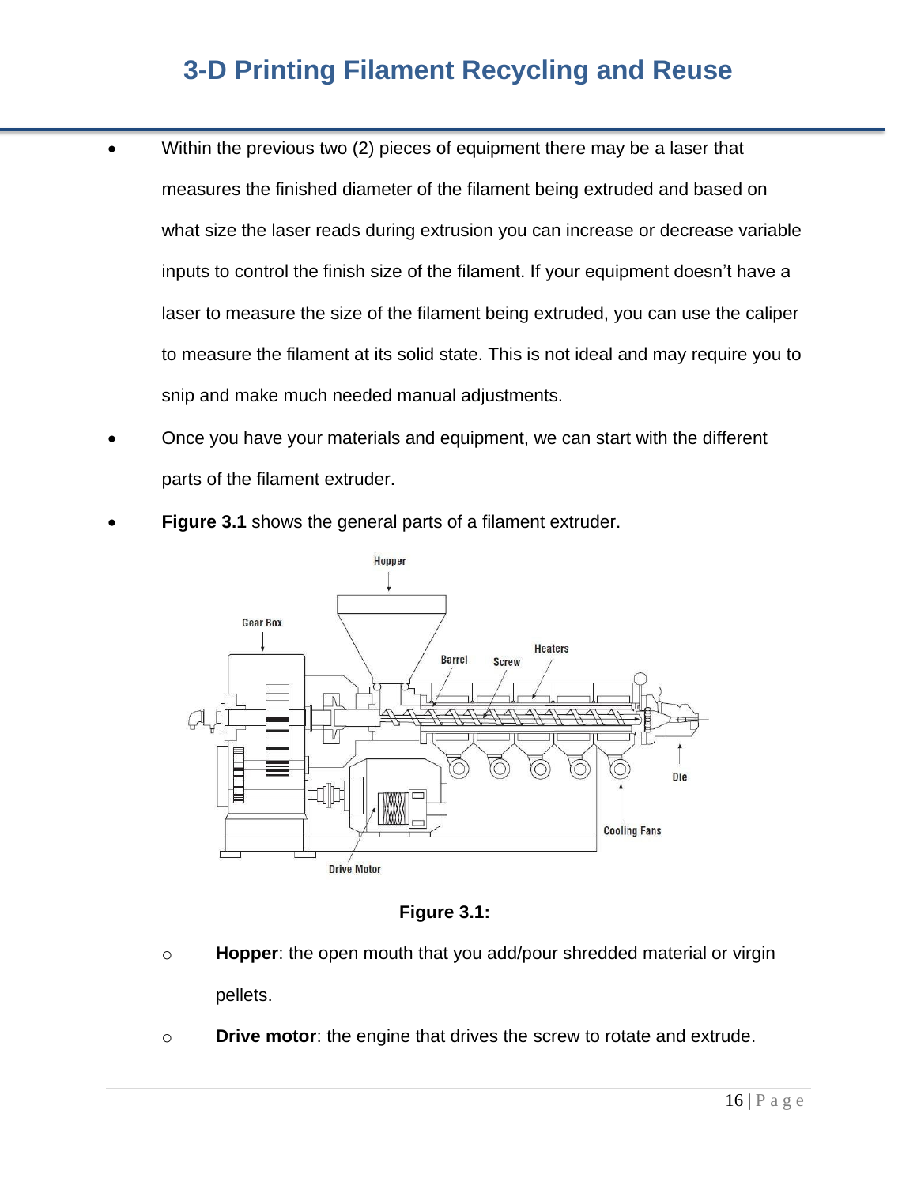- Within the previous two (2) pieces of equipment there may be a laser that measures the finished diameter of the filament being extruded and based on what size the laser reads during extrusion you can increase or decrease variable inputs to control the finish size of the filament. If your equipment doesn't have a laser to measure the size of the filament being extruded, you can use the caliper to measure the filament at its solid state. This is not ideal and may require you to snip and make much needed manual adjustments.
- Once you have your materials and equipment, we can start with the different parts of the filament extruder.
- **Figure 3.1** shows the general parts of a filament extruder.

**Figure 3.1:**

  - **Hopper**: the open mouth that you add/pour shredded material or virgin pellets.
  - **Drive motor**: the engine that drives the screw to rotate and extrude.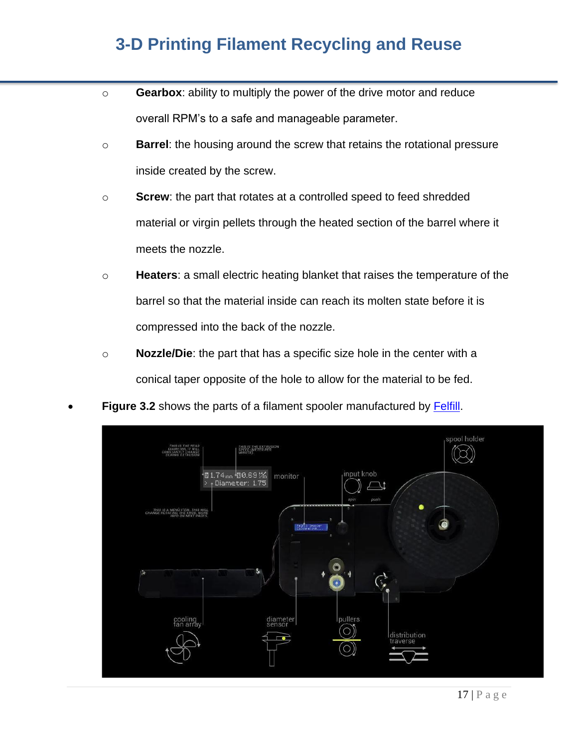- **Gearbox**: ability to multiply the power of the drive motor and reduce overall RPM's to a safe and manageable parameter.
- **Barrel**: the housing around the screw that retains the rotational pressure inside created by the screw.
- **Screw**: the part that rotates at a controlled speed to feed shredded material or virgin pellets through the heated section of the barrel where it meets the nozzle.
- **Heaters**: a small electric heating blanket that raises the temperature of the barrel so that the material inside can reach its molten state before it is compressed into the back of the nozzle.
- **Nozzle/Die**: the part that has a specific size hole in the center with a conical taper opposite of the hole to allow for the material to be fed.

- **Figure 3.2** shows the parts of a filament spooler manufactured by Felfill.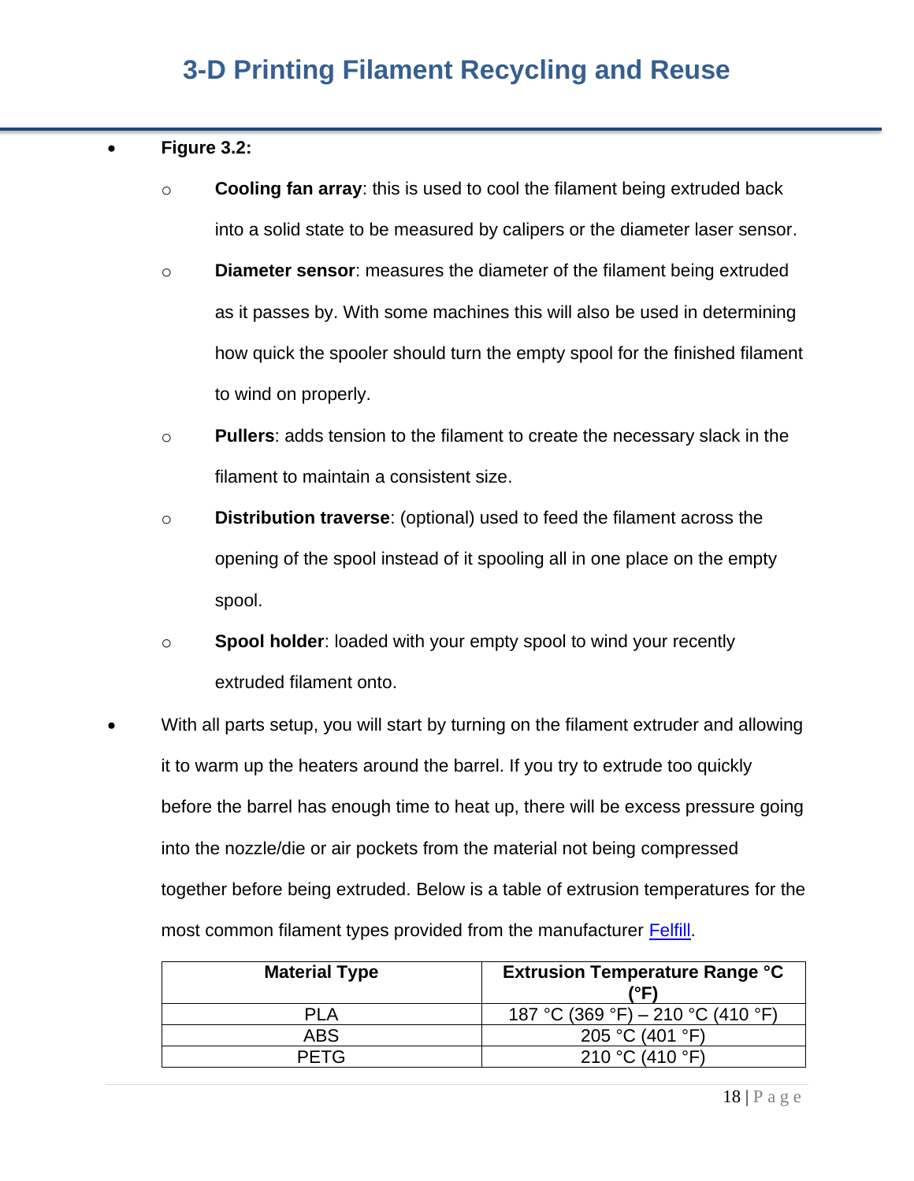- **Figure 3.2:**
    - **Cooling fan array**: this is used to cool the filament being extruded back into a solid state to be measured by calipers or the diameter laser sensor.
    - **Diameter sensor**: measures the diameter of the filament being extruded as it passes by. With some machines this will also be used in determining how quick the spooler should turn the empty spool for the finished filament to wind on properly.
    - **Pullers**: adds tension to the filament to create the necessary slack in the filament to maintain a consistent size.
    - **Distribution traverse**: (optional) used to feed the filament across the opening of the spool instead of it spooling all in one place on the empty spool.
    - **Spool holder**: loaded with your empty spool to wind your recently extruded filament onto.
- With all parts setup, you will start by turning on the filament extruder and allowing it to warm up the heaters around the barrel. If you try to extrude too quickly before the barrel has enough time to heat up, there will be excess pressure going into the nozzle/die or air pockets from the material not being compressed together before being extruded. Below is a table of extrusion temperatures for the most common filament types provided from the manufacturer Felfill.

| Material Type | Extrusion Temperature Range °C (°F) |
|---|---|
| PLA | 187 °C (369 °F) – 210 °C (410 °F) |
| ABS | 205 °C (401 °F) |
| PETG | 210 °C (410 °F) |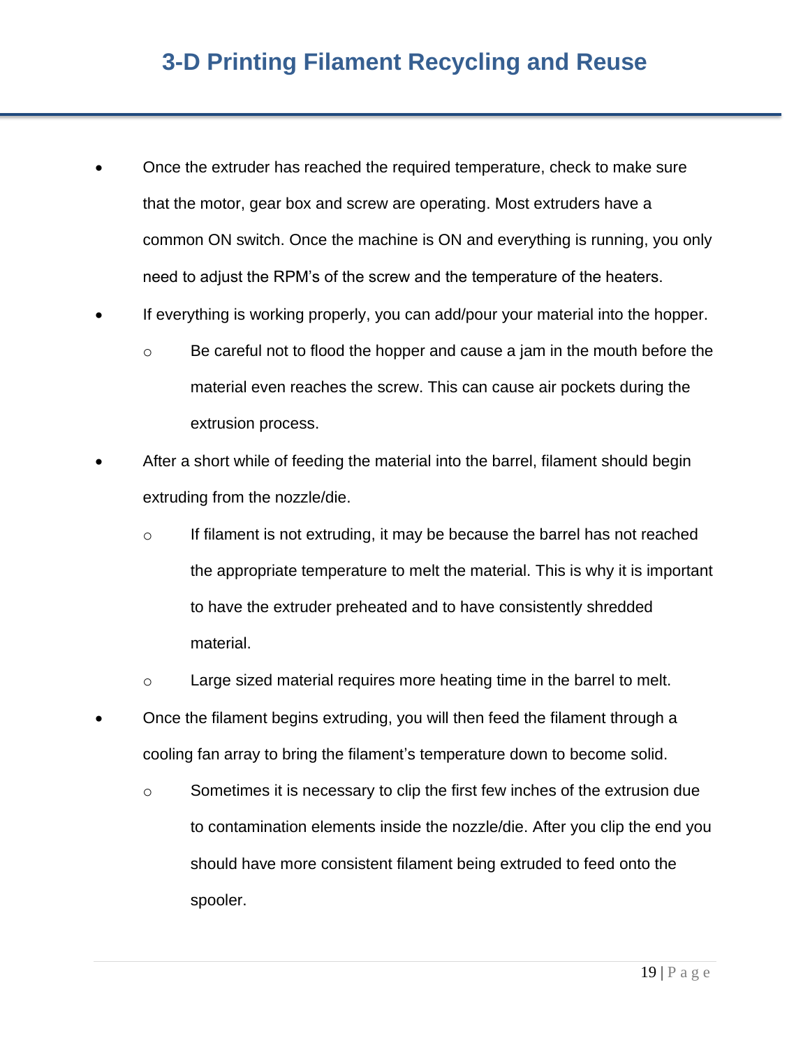- Once the extruder has reached the required temperature, check to make sure that the motor, gear box and screw are operating. Most extruders have a common ON switch. Once the machine is ON and everything is running, you only need to adjust the RPM's of the screw and the temperature of the heaters.
- If everything is working properly, you can add/pour your material into the hopper.
    - Be careful not to flood the hopper and cause a jam in the mouth before the material even reaches the screw. This can cause air pockets during the extrusion process.
- After a short while of feeding the material into the barrel, filament should begin extruding from the nozzle/die.
    - If filament is not extruding, it may be because the barrel has not reached the appropriate temperature to melt the material. This is why it is important to have the extruder preheated and to have consistently shredded material.
    - Large sized material requires more heating time in the barrel to melt.
- Once the filament begins extruding, you will then feed the filament through a cooling fan array to bring the filament's temperature down to become solid.
    - Sometimes it is necessary to clip the first few inches of the extrusion due to contamination elements inside the nozzle/die. After you clip the end you should have more consistent filament being extruded to feed onto the spooler.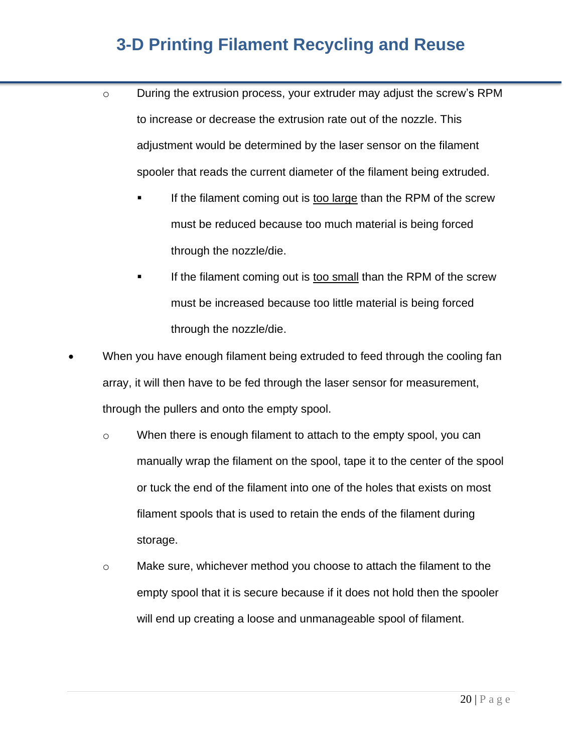- During the extrusion process, your extruder may adjust the screw's RPM to increase or decrease the extrusion rate out of the nozzle. This adjustment would be determined by the laser sensor on the filament spooler that reads the current diameter of the filament being extruded.
    - If the filament coming out is <u>too large</u> than the RPM of the screw must be reduced because too much material is being forced through the nozzle/die.
    - If the filament coming out is <u>too small</u> than the RPM of the screw must be increased because too little material is being forced through the nozzle/die.
- When you have enough filament being extruded to feed through the cooling fan array, it will then have to be fed through the laser sensor for measurement, through the pullers and onto the empty spool.
  - When there is enough filament to attach to the empty spool, you can manually wrap the filament on the spool, tape it to the center of the spool or tuck the end of the filament into one of the holes that exists on most filament spools that is used to retain the ends of the filament during storage.
  - Make sure, whichever method you choose to attach the filament to the empty spool that it is secure because if it does not hold then the spooler will end up creating a loose and unmanageable spool of filament.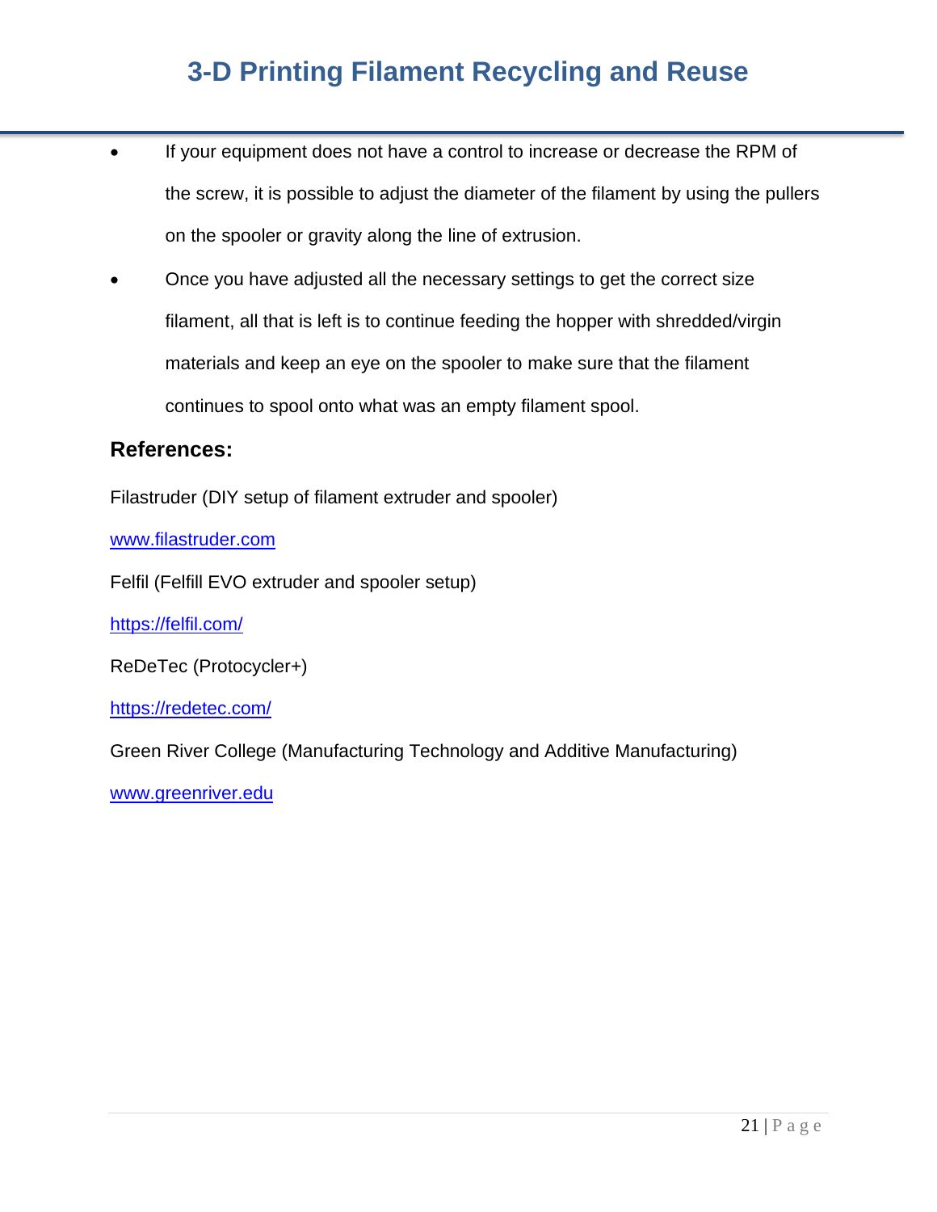- If your equipment does not have a control to increase or decrease the RPM of the screw, it is possible to adjust the diameter of the filament by using the pullers on the spooler or gravity along the line of extrusion.
- Once you have adjusted all the necessary settings to get the correct size filament, all that is left is to continue feeding the hopper with shredded/virgin materials and keep an eye on the spooler to make sure that the filament continues to spool onto what was an empty filament spool.

## References:

Filastruder (DIY setup of filament extruder and spooler)

[www.filastruder.com](www.filastruder.com)

Felfil (Felfill EVO extruder and spooler setup)

[https://felfil.com/](https://felfil.com/)

ReDeTec (Protocycler+)

[https://redetec.com/](https://redetec.com/)

Green River College (Manufacturing Technology and Additive Manufacturing)

[www.greenriver.edu](www.greenriver.edu)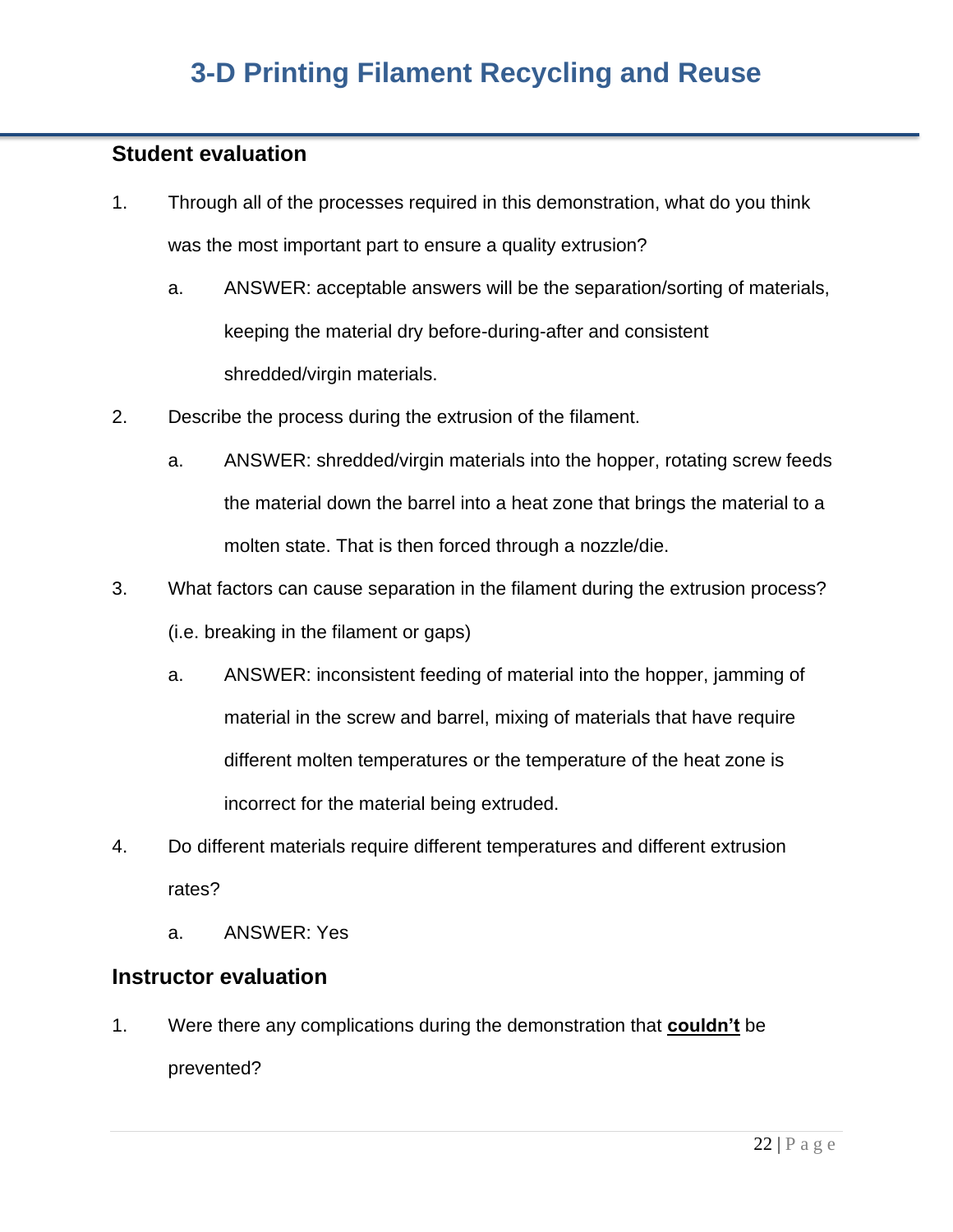## Student evaluation

1. Through all of the processes required in this demonstration, what do you think was the most important part to ensure a quality extrusion?
   a. ANSWER: acceptable answers will be the separation/sorting of materials, keeping the material dry before-during-after and consistent shredded/virgin materials.
2. Describe the process during the extrusion of the filament.
   a. ANSWER: shredded/virgin materials into the hopper, rotating screw feeds the material down the barrel into a heat zone that brings the material to a molten state. That is then forced through a nozzle/die.
3. What factors can cause separation in the filament during the extrusion process? (i.e. breaking in the filament or gaps)
   a. ANSWER: inconsistent feeding of material into the hopper, jamming of material in the screw and barrel, mixing of materials that have require different molten temperatures or the temperature of the heat zone is incorrect for the material being extruded.
4. Do different materials require different temperatures and different extrusion rates?
   a. ANSWER: Yes

## Instructor evaluation

1. Were there any complications during the demonstration that **couldn't** be prevented?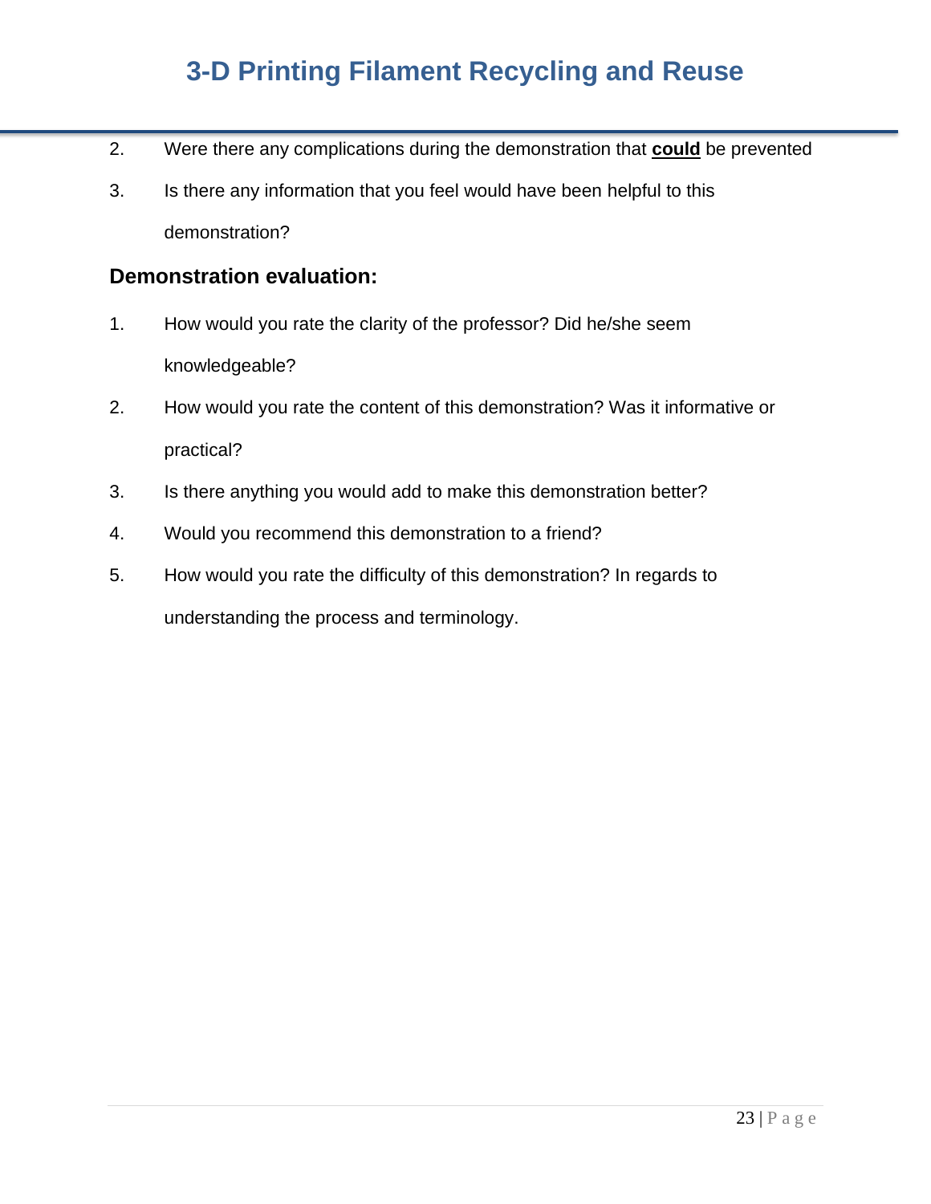2. Were there any complications during the demonstration that **could** be prevented
3. Is there any information that you feel would have been helpful to this demonstration?

### Demonstration evaluation:

1. How would you rate the clarity of the professor? Did he/she seem knowledgeable?
2. How would you rate the content of this demonstration? Was it informative or practical?
3. Is there anything you would add to make this demonstration better?
4. Would you recommend this demonstration to a friend?
5. How would you rate the difficulty of this demonstration? In regards to understanding the process and terminology.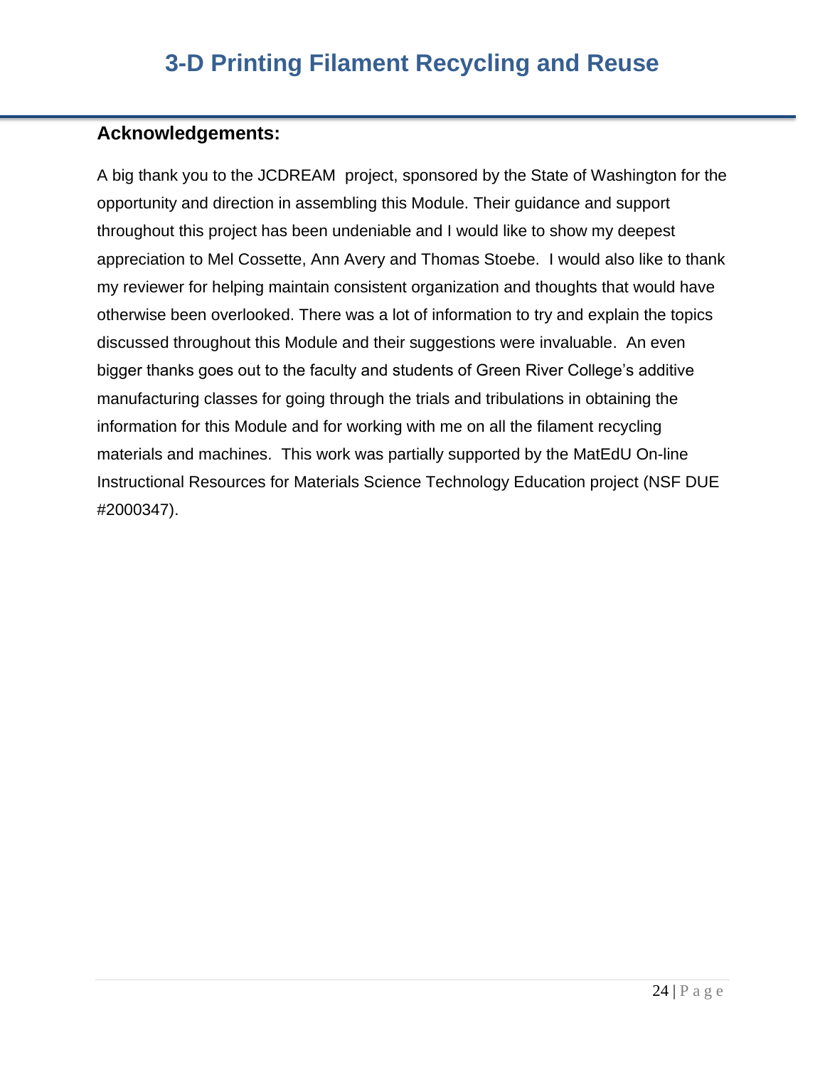## Acknowledgements:

A big thank you to the JCDREAM project, sponsored by the State of Washington for the opportunity and direction in assembling this Module. Their guidance and support throughout this project has been undeniable and I would like to show my deepest appreciation to Mel Cossette, Ann Avery and Thomas Stoebe. I would also like to thank my reviewer for helping maintain consistent organization and thoughts that would have otherwise been overlooked. There was a lot of information to try and explain the topics discussed throughout this Module and their suggestions were invaluable. An even bigger thanks goes out to the faculty and students of Green River College's additive manufacturing classes for going through the trials and tribulations in obtaining the information for this Module and for working with me on all the filament recycling materials and machines. This work was partially supported by the MatEdU On-line Instructional Resources for Materials Science Technology Education project (NSF DUE #2000347).